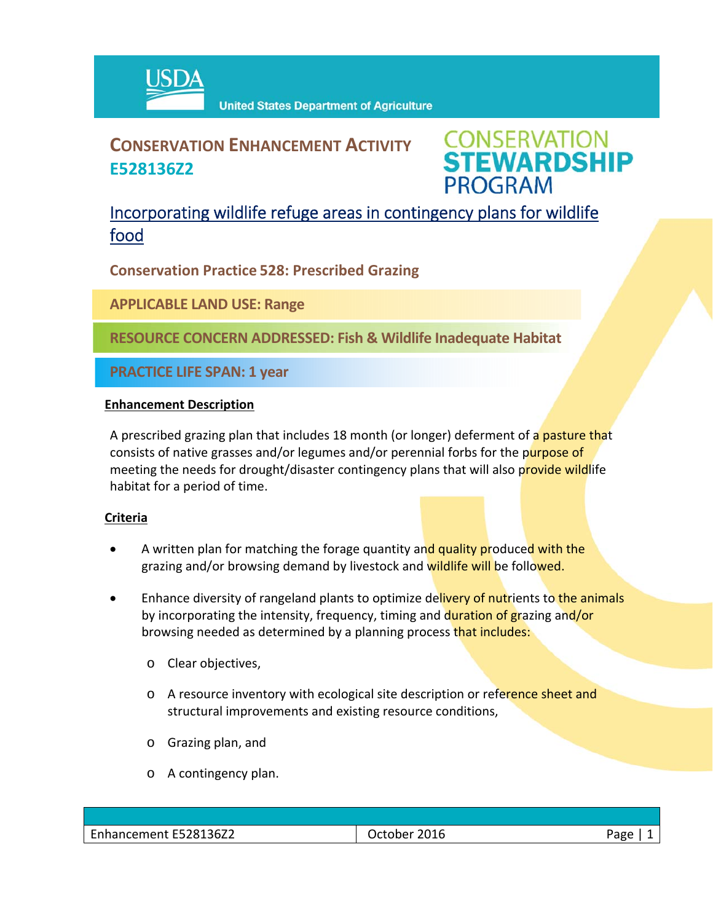USDA United States Department of Agriculture

# CONSERVATION ENHANCEMENT ACTIVITY E528136Z2

CONSERVATION STEWARDSHIP PROGRAM

## Incorporating wildlife refuge areas in contingency plans for wildlife food

**Conservation Practice 528: Prescribed Grazing**

**APPLICABLE LAND USE: Range**

**RESOURCE CONCERN ADDRESSED: Fish & Wildlife Inadequate Habitat**

**PRACTICE LIFE SPAN: 1 year**

### Enhancement Description

A prescribed grazing plan that includes 18 month (or longer) deferment of a pasture that consists of native grasses and/or legumes and/or perennial forbs for the purpose of meeting the needs for drought/disaster contingency plans that will also provide wildlife habitat for a period of time.

### Criteria

- A written plan for matching the forage quantity and quality produced with the grazing and/or browsing demand by livestock and wildlife will be followed.
- Enhance diversity of rangeland plants to optimize delivery of nutrients to the animals by incorporating the intensity, frequency, timing and duration of grazing and/or browsing needed as determined by a planning process that includes:
  - Clear objectives,
  - A resource inventory with ecological site description or reference sheet and structural improvements and existing resource conditions,
  - Grazing plan, and
  - A contingency plan.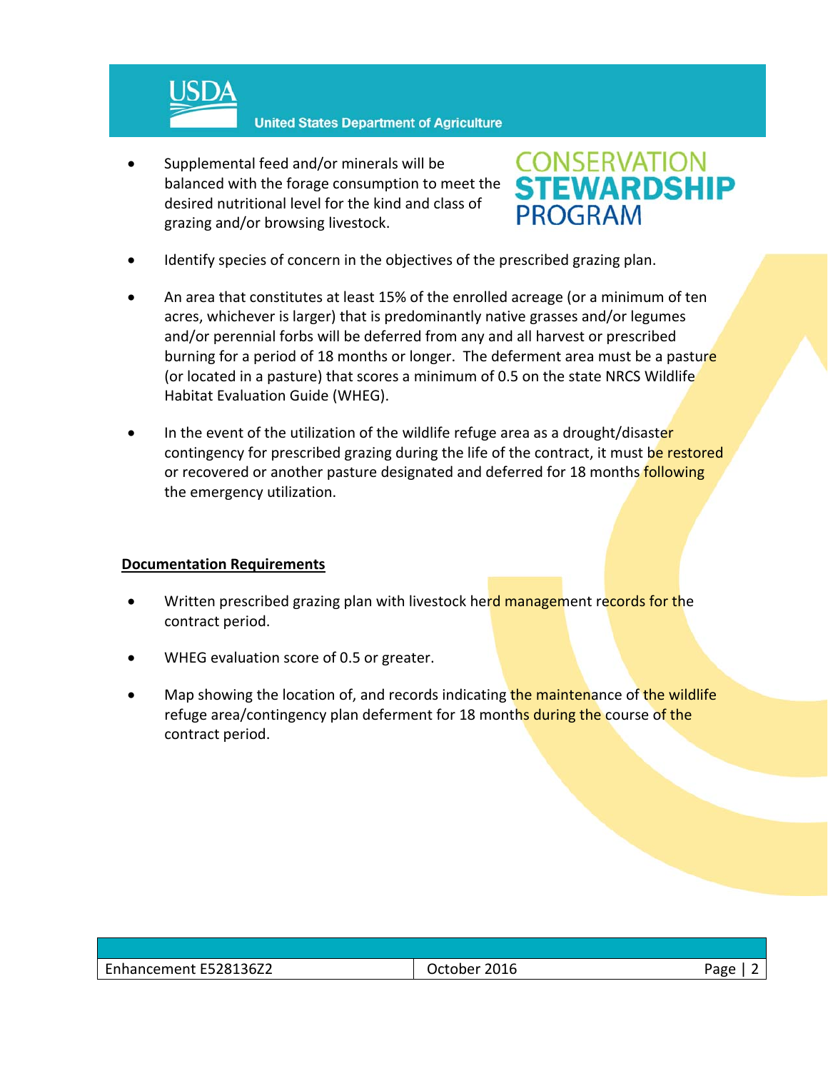- Supplemental feed and/or minerals will be balanced with the forage consumption to meet the desired nutritional level for the kind and class of grazing and/or browsing livestock.

- Identify species of concern in the objectives of the prescribed grazing plan.

- An area that constitutes at least 15% of the enrolled acreage (or a minimum of ten acres, whichever is larger) that is predominantly native grasses and/or legumes and/or perennial forbs will be deferred from any and all harvest or prescribed burning for a period of 18 months or longer. The deferment area must be a pasture (or located in a pasture) that scores a minimum of 0.5 on the state NRCS Wildlife Habitat Evaluation Guide (WHEG).

- In the event of the utilization of the wildlife refuge area as a drought/disaster contingency for prescribed grazing during the life of the contract, it must be restored or recovered or another pasture designated and deferred for 18 months following the emergency utilization.

**Documentation Requirements**

- Written prescribed grazing plan with livestock herd management records for the contract period.

- WHEG evaluation score of 0.5 or greater.

- Map showing the location of, and records indicating the maintenance of the wildlife refuge area/contingency plan deferment for 18 months during the course of the contract period.